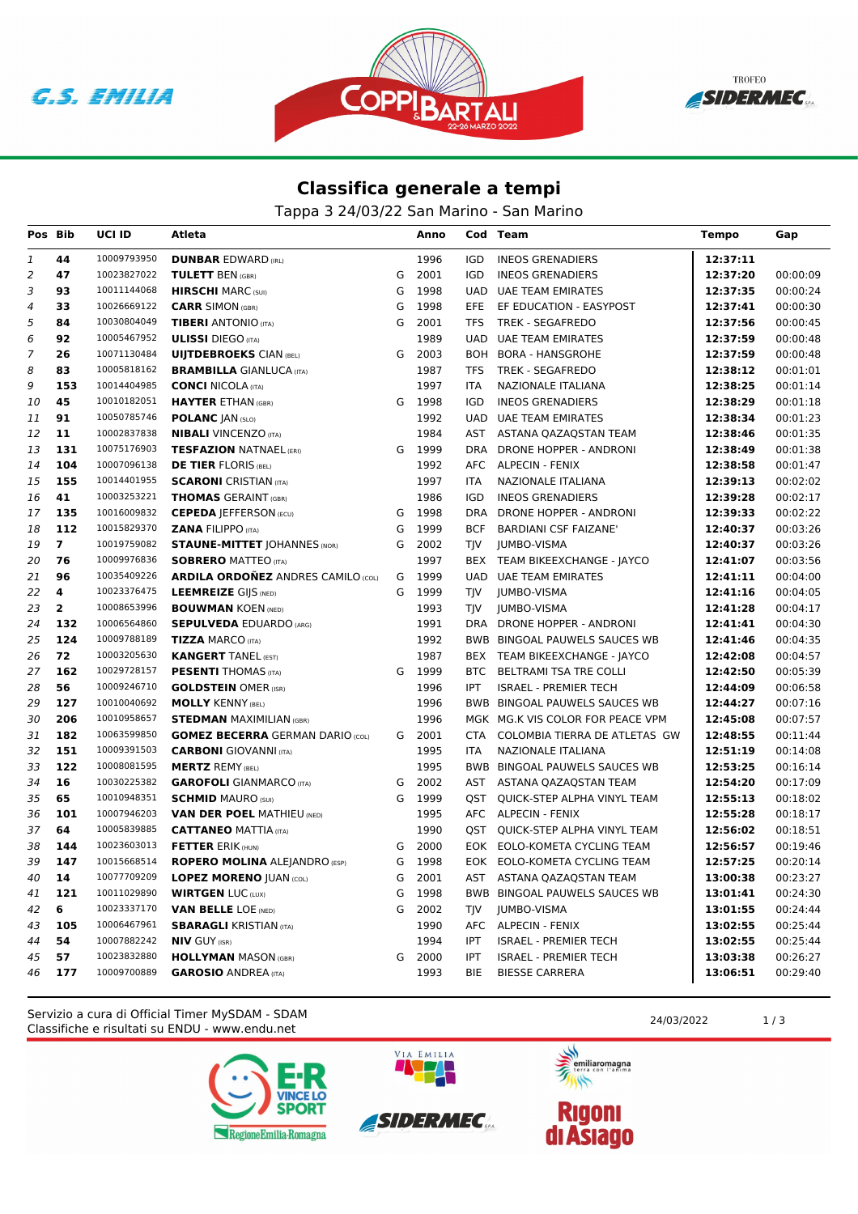## Classifica generale a tempi

Tappa 3 24/03/22 San Marino - San Marino

| Pos | Bib | UCI ID | Atleta | | Anno | Cod | Team | Tempo | Gap |
|---|---|---|---|---|---|---|---|---|---|
| 1 | 44 | 10009793950 | **DUNBAR** EDWARD (IRL) | | 1996 | IGD | INEOS GRENADIERS | **12:37:11** | |
| 2 | 47 | 10023827022 | **TULETT** BEN (GBR) | G | 2001 | IGD | INEOS GRENADIERS | **12:37:20** | 00:00:09 |
| 3 | 93 | 10011144068 | **HIRSCHI** MARC (SUI) | G | 1998 | UAD | UAE TEAM EMIRATES | **12:37:35** | 00:00:24 |
| 4 | 33 | 10026669122 | **CARR** SIMON (GBR) | G | 1998 | EFE | EF EDUCATION - EASYPOST | **12:37:41** | 00:00:30 |
| 5 | 84 | 10030804049 | **TIBERI** ANTONIO (ITA) | G | 2001 | TFS | TREK - SEGAFREDO | **12:37:56** | 00:00:45 |
| 6 | 92 | 10005467952 | **ULISSI** DIEGO (ITA) | | 1989 | UAD | UAE TEAM EMIRATES | **12:37:59** | 00:00:48 |
| 7 | 26 | 10071130484 | **UIJTDEBROEKS** CIAN (BEL) | G | 2003 | BOH | BORA - HANSGROHE | **12:37:59** | 00:00:48 |
| 8 | 83 | 10005818162 | **BRAMBILLA** GIANLUCA (ITA) | | 1987 | TFS | TREK - SEGAFREDO | **12:38:12** | 00:01:01 |
| 9 | 153 | 10014404985 | **CONCI** NICOLA (ITA) | | 1997 | ITA | NAZIONALE ITALIANA | **12:38:25** | 00:01:14 |
| 10 | 45 | 10010182051 | **HAYTER** ETHAN (GBR) | G | 1998 | IGD | INEOS GRENADIERS | **12:38:29** | 00:01:18 |
| 11 | 91 | 10050785746 | **POLANC** JAN (SLO) | | 1992 | UAD | UAE TEAM EMIRATES | **12:38:34** | 00:01:23 |
| 12 | 11 | 10002837838 | **NIBALI** VINCENZO (ITA) | | 1984 | AST | ASTANA QAZAQSTAN TEAM | **12:38:46** | 00:01:35 |
| 13 | 131 | 10075176903 | **TESFAZION** NATNAEL (ERI) | G | 1999 | DRA | DRONE HOPPER - ANDRONI | **12:38:49** | 00:01:38 |
| 14 | 104 | 10007096138 | **DE TIER** FLORIS (BEL) | | 1992 | AFC | ALPECIN - FENIX | **12:38:58** | 00:01:47 |
| 15 | 155 | 10014401955 | **SCARONI** CRISTIAN (ITA) | | 1997 | ITA | NAZIONALE ITALIANA | **12:39:13** | 00:02:02 |
| 16 | 41 | 10003253221 | **THOMAS** GERAINT (GBR) | | 1986 | IGD | INEOS GRENADIERS | **12:39:28** | 00:02:17 |
| 17 | 135 | 10016009832 | **CEPEDA** JEFFERSON (ECU) | G | 1998 | DRA | DRONE HOPPER - ANDRONI | **12:39:33** | 00:02:22 |
| 18 | 112 | 10015829370 | **ZANA** FILIPPO (ITA) | G | 1999 | BCF | BARDIANI CSF FAIZANE' | **12:40:37** | 00:03:26 |
| 19 | 7 | 10019759082 | **STAUNE-MITTET** JOHANNES (NOR) | G | 2002 | TJV | JUMBO-VISMA | **12:40:37** | 00:03:26 |
| 20 | 76 | 10009976836 | **SOBRERO** MATTEO (ITA) | | 1997 | BEX | TEAM BIKEEXCHANGE - JAYCO | **12:41:07** | 00:03:56 |
| 21 | 96 | 10035409226 | **ARDILA ORDOÑEZ** ANDRES CAMILO (COL) | G | 1999 | UAD | UAE TEAM EMIRATES | **12:41:11** | 00:04:00 |
| 22 | 4 | 10023376475 | **LEEMREIZE** GIJS (NED) | G | 1999 | TJV | JUMBO-VISMA | **12:41:16** | 00:04:05 |
| 23 | 2 | 10008653996 | **BOUWMAN** KOEN (NED) | | 1993 | TJV | JUMBO-VISMA | **12:41:28** | 00:04:17 |
| 24 | 132 | 10006564860 | **SEPULVEDA** EDUARDO (ARG) | | 1991 | DRA | DRONE HOPPER - ANDRONI | **12:41:41** | 00:04:30 |
| 25 | 124 | 10009788189 | **TIZZA** MARCO (ITA) | | 1992 | BWB | BINGOAL PAUWELS SAUCES WB | **12:41:46** | 00:04:35 |
| 26 | 72 | 10003205630 | **KANGERT** TANEL (EST) | | 1987 | BEX | TEAM BIKEEXCHANGE - JAYCO | **12:42:08** | 00:04:57 |
| 27 | 162 | 10029728157 | **PESENTI** THOMAS (ITA) | G | 1999 | BTC | BELTRAMI TSA TRE COLLI | **12:42:50** | 00:05:39 |
| 28 | 56 | 10009246710 | **GOLDSTEIN** OMER (ISR) | | 1996 | IPT | ISRAEL - PREMIER TECH | **12:44:09** | 00:06:58 |
| 29 | 127 | 10010040692 | **MOLLY** KENNY (BEL) | | 1996 | BWB | BINGOAL PAUWELS SAUCES WB | **12:44:27** | 00:07:16 |
| 30 | 206 | 10010958657 | **STEDMAN** MAXIMILIAN (GBR) | | 1996 | MGK | MG.K VIS COLOR FOR PEACE VPM | **12:45:08** | 00:07:57 |
| 31 | 182 | 10063599850 | **GOMEZ BECERRA** GERMAN DARIO (COL) | G | 2001 | CTA | COLOMBIA TIERRA DE ATLETAS GW | **12:48:55** | 00:11:44 |
| 32 | 151 | 10009391503 | **CARBONI** GIOVANNI (ITA) | | 1995 | ITA | NAZIONALE ITALIANA | **12:51:19** | 00:14:08 |
| 33 | 122 | 10008081595 | **MERTZ** REMY (BEL) | | 1995 | BWB | BINGOAL PAUWELS SAUCES WB | **12:53:25** | 00:16:14 |
| 34 | 16 | 10030225382 | **GAROFOLI** GIANMARCO (ITA) | G | 2002 | AST | ASTANA QAZAQSTAN TEAM | **12:54:20** | 00:17:09 |
| 35 | 65 | 10010948351 | **SCHMID** MAURO (SUI) | G | 1999 | QST | QUICK-STEP ALPHA VINYL TEAM | **12:55:13** | 00:18:02 |
| 36 | 101 | 10007946203 | **VAN DER POEL** MATHIEU (NED) | | 1995 | AFC | ALPECIN - FENIX | **12:55:28** | 00:18:17 |
| 37 | 64 | 10005839885 | **CATTANEO** MATTIA (ITA) | | 1990 | QST | QUICK-STEP ALPHA VINYL TEAM | **12:56:02** | 00:18:51 |
| 38 | 144 | 10023603013 | **FETTER** ERIK (HUN) | G | 2000 | EOK | EOLO-KOMETA CYCLING TEAM | **12:56:57** | 00:19:46 |
| 39 | 147 | 10015668514 | **ROPERO MOLINA** ALEJANDRO (ESP) | G | 1998 | EOK | EOLO-KOMETA CYCLING TEAM | **12:57:25** | 00:20:14 |
| 40 | 14 | 10077709209 | **LOPEZ MORENO** JUAN (COL) | G | 2001 | AST | ASTANA QAZAQSTAN TEAM | **13:00:38** | 00:23:27 |
| 41 | 121 | 10011029890 | **WIRTGEN** LUC (LUX) | G | 1998 | BWB | BINGOAL PAUWELS SAUCES WB | **13:01:41** | 00:24:30 |
| 42 | 6 | 10023337170 | **VAN BELLE** LOE (NED) | G | 2002 | TJV | JUMBO-VISMA | **13:01:55** | 00:24:44 |
| 43 | 105 | 10006467961 | **SBARAGLI** KRISTIAN (ITA) | | 1990 | AFC | ALPECIN - FENIX | **13:02:55** | 00:25:44 |
| 44 | 54 | 10007882242 | **NIV** GUY (ISR) | | 1994 | IPT | ISRAEL - PREMIER TECH | **13:02:55** | 00:25:44 |
| 45 | 57 | 10023832880 | **HOLLYMAN** MASON (GBR) | G | 2000 | IPT | ISRAEL - PREMIER TECH | **13:03:38** | 00:26:27 |
| 46 | 177 | 10009700889 | **GAROSIO** ANDREA (ITA) | | 1993 | BIE | BIESSE CARRERA | **13:06:51** | 00:29:40 |

Servizio a cura di Official Timer MySDAM - SDAM
Classifiche e risultati su ENDU - www.endu.net

24/03/2022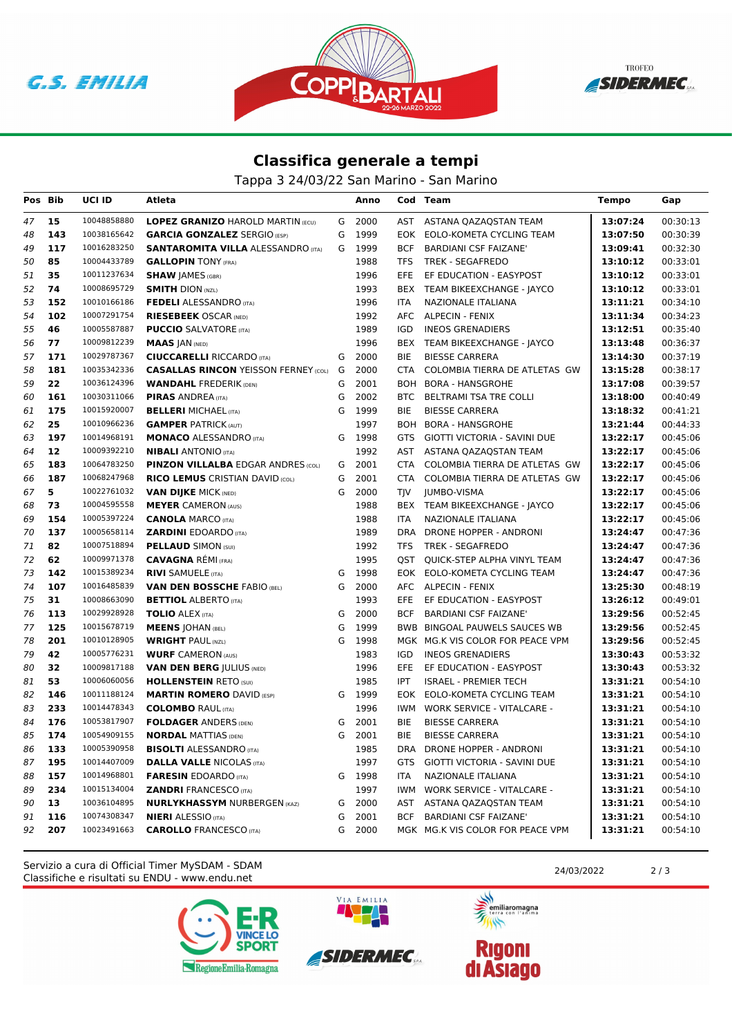## Classifica generale a tempi

Tappa 3 24/03/22 San Marino - San Marino

| Pos | Bib | UCI ID | Atleta | | Anno | Cod | Team | Tempo | Gap |
|---|---|---|---|---|---|---|---|---|---|
| 47 | 15 | 10048858880 | **LOPEZ GRANIZO** HAROLD MARTIN (ECU) | G | 2000 | AST | ASTANA QAZAQSTAN TEAM | **13:07:24** | 00:30:13 |
| 48 | 143 | 10038165642 | **GARCIA GONZALEZ** SERGIO (ESP) | G | 1999 | EOK | EOLO-KOMETA CYCLING TEAM | **13:07:50** | 00:30:39 |
| 49 | 117 | 10016283250 | **SANTAROMITA VILLA** ALESSANDRO (ITA) | G | 1999 | BCF | BARDIANI CSF FAIZANE' | **13:09:41** | 00:32:30 |
| 50 | 85 | 10004433789 | **GALLOPIN** TONY (FRA) | | 1988 | TFS | TREK - SEGAFREDO | **13:10:12** | 00:33:01 |
| 51 | 35 | 10011237634 | **SHAW** JAMES (GBR) | | 1996 | EFE | EF EDUCATION - EASYPOST | **13:10:12** | 00:33:01 |
| 52 | 74 | 10008695729 | **SMITH** DION (NZL) | | 1993 | BEX | TEAM BIKEEXCHANGE - JAYCO | **13:10:12** | 00:33:01 |
| 53 | 152 | 10010166186 | **FEDELI** ALESSANDRO (ITA) | | 1996 | ITA | NAZIONALE ITALIANA | **13:11:21** | 00:34:10 |
| 54 | 102 | 10007291754 | **RIESEBEEK** OSCAR (NED) | | 1992 | AFC | ALPECIN - FENIX | **13:11:34** | 00:34:23 |
| 55 | 46 | 10005587887 | **PUCCIO** SALVATORE (ITA) | | 1989 | IGD | INEOS GRENADIERS | **13:12:51** | 00:35:40 |
| 56 | 77 | 10009812239 | **MAAS** JAN (NED) | | 1996 | BEX | TEAM BIKEEXCHANGE - JAYCO | **13:13:48** | 00:36:37 |
| 57 | 171 | 10029787367 | **CIUCCARELLI** RICCARDO (ITA) | G | 2000 | BIE | BIESSE CARRERA | **13:14:30** | 00:37:19 |
| 58 | 181 | 10035342336 | **CASALLAS RINCON** YEISSON FERNEY (COL) | G | 2000 | CTA | COLOMBIA TIERRA DE ATLETAS GW | **13:15:28** | 00:38:17 |
| 59 | 22 | 10036124396 | **WANDAHL** FREDERIK (DEN) | G | 2001 | BOH | BORA - HANSGROHE | **13:17:08** | 00:39:57 |
| 60 | 161 | 10030311066 | **PIRAS** ANDREA (ITA) | G | 2002 | BTC | BELTRAMI TSA TRE COLLI | **13:18:00** | 00:40:49 |
| 61 | 175 | 10015920007 | **BELLERI** MICHAEL (ITA) | G | 1999 | BIE | BIESSE CARRERA | **13:18:32** | 00:41:21 |
| 62 | 25 | 10010966236 | **GAMPER** PATRICK (AUT) | | 1997 | BOH | BORA - HANSGROHE | **13:21:44** | 00:44:33 |
| 63 | 197 | 10014968191 | **MONACO** ALESSANDRO (ITA) | G | 1998 | GTS | GIOTTI VICTORIA - SAVINI DUE | **13:22:17** | 00:45:06 |
| 64 | 12 | 10009392210 | **NIBALI** ANTONIO (ITA) | | 1992 | AST | ASTANA QAZAQSTAN TEAM | **13:22:17** | 00:45:06 |
| 65 | 183 | 10064783250 | **PINZON VILLALBA** EDGAR ANDRES (COL) | G | 2001 | CTA | COLOMBIA TIERRA DE ATLETAS GW | **13:22:17** | 00:45:06 |
| 66 | 187 | 10068247968 | **RICO LEMUS** CRISTIAN DAVID (COL) | G | 2001 | CTA | COLOMBIA TIERRA DE ATLETAS GW | **13:22:17** | 00:45:06 |
| 67 | 5 | 10022761032 | **VAN DIJKE** MICK (NED) | G | 2000 | TJV | JUMBO-VISMA | **13:22:17** | 00:45:06 |
| 68 | 73 | 10004595558 | **MEYER** CAMERON (AUS) | | 1988 | BEX | TEAM BIKEEXCHANGE - JAYCO | **13:22:17** | 00:45:06 |
| 69 | 154 | 10005397224 | **CANOLA** MARCO (ITA) | | 1988 | ITA | NAZIONALE ITALIANA | **13:22:17** | 00:45:06 |
| 70 | 137 | 10005658114 | **ZARDINI** EDOARDO (ITA) | | 1989 | DRA | DRONE HOPPER - ANDRONI | **13:24:47** | 00:47:36 |
| 71 | 82 | 10007518894 | **PELLAUD** SIMON (SUI) | | 1992 | TFS | TREK - SEGAFREDO | **13:24:47** | 00:47:36 |
| 72 | 62 | 10009971378 | **CAVAGNA** RÉMI (FRA) | | 1995 | QST | QUICK-STEP ALPHA VINYL TEAM | **13:24:47** | 00:47:36 |
| 73 | 142 | 10015389234 | **RIVI** SAMUELE (ITA) | G | 1998 | EOK | EOLO-KOMETA CYCLING TEAM | **13:24:47** | 00:47:36 |
| 74 | 107 | 10016485839 | **VAN DEN BOSSCHE** FABIO (BEL) | G | 2000 | AFC | ALPECIN - FENIX | **13:25:30** | 00:48:19 |
| 75 | 31 | 10008663090 | **BETTIOL** ALBERTO (ITA) | | 1993 | EFE | EF EDUCATION - EASYPOST | **13:26:12** | 00:49:01 |
| 76 | 113 | 10029928928 | **TOLIO** ALEX (ITA) | G | 2000 | BCF | BARDIANI CSF FAIZANE' | **13:29:56** | 00:52:45 |
| 77 | 125 | 10015678719 | **MEENS** JOHAN (BEL) | G | 1999 | BWB | BINGOAL PAUWELS SAUCES WB | **13:29:56** | 00:52:45 |
| 78 | 201 | 10010128905 | **WRIGHT** PAUL (NZL) | G | 1998 | MGK | MG.K VIS COLOR FOR PEACE VPM | **13:29:56** | 00:52:45 |
| 79 | 42 | 10005776231 | **WURF** CAMERON (AUS) | | 1983 | IGD | INEOS GRENADIERS | **13:30:43** | 00:53:32 |
| 80 | 32 | 10009817188 | **VAN DEN BERG** JULIUS (NED) | | 1996 | EFE | EF EDUCATION - EASYPOST | **13:30:43** | 00:53:32 |
| 81 | 53 | 10006060056 | **HOLLENSTEIN** RETO (SUI) | | 1985 | IPT | ISRAEL - PREMIER TECH | **13:31:21** | 00:54:10 |
| 82 | 146 | 10011188124 | **MARTIN ROMERO** DAVID (ESP) | G | 1999 | EOK | EOLO-KOMETA CYCLING TEAM | **13:31:21** | 00:54:10 |
| 83 | 233 | 10014478343 | **COLOMBO** RAUL (ITA) | | 1996 | IWM | WORK SERVICE - VITALCARE - | **13:31:21** | 00:54:10 |
| 84 | 176 | 10053817907 | **FOLDAGER** ANDERS (DEN) | G | 2001 | BIE | BIESSE CARRERA | **13:31:21** | 00:54:10 |
| 85 | 174 | 10054909155 | **NORDAL** MATTIAS (DEN) | G | 2001 | BIE | BIESSE CARRERA | **13:31:21** | 00:54:10 |
| 86 | 133 | 10005390958 | **BISOLTI** ALESSANDRO (ITA) | | 1985 | DRA | DRONE HOPPER - ANDRONI | **13:31:21** | 00:54:10 |
| 87 | 195 | 10014407009 | **DALLA VALLE** NICOLAS (ITA) | | 1997 | GTS | GIOTTI VICTORIA - SAVINI DUE | **13:31:21** | 00:54:10 |
| 88 | 157 | 10014968801 | **FARESIN** EDOARDO (ITA) | G | 1998 | ITA | NAZIONALE ITALIANA | **13:31:21** | 00:54:10 |
| 89 | 234 | 10015134004 | **ZANDRI** FRANCESCO (ITA) | | 1997 | IWM | WORK SERVICE - VITALCARE - | **13:31:21** | 00:54:10 |
| 90 | 13 | 10036104895 | **NURLYKHASSYM** NURBERGEN (KAZ) | G | 2000 | AST | ASTANA QAZAQSTAN TEAM | **13:31:21** | 00:54:10 |
| 91 | 116 | 10074308347 | **NIERI** ALESSIO (ITA) | G | 2001 | BCF | BARDIANI CSF FAIZANE' | **13:31:21** | 00:54:10 |
| 92 | 207 | 10023491663 | **CAROLLO** FRANCESCO (ITA) | G | 2000 | MGK | MG.K VIS COLOR FOR PEACE VPM | **13:31:21** | 00:54:10 |

Servizio a cura di Official Timer MySDAM - SDAM
Classifiche e risultati su ENDU - www.endu.net

24/03/2022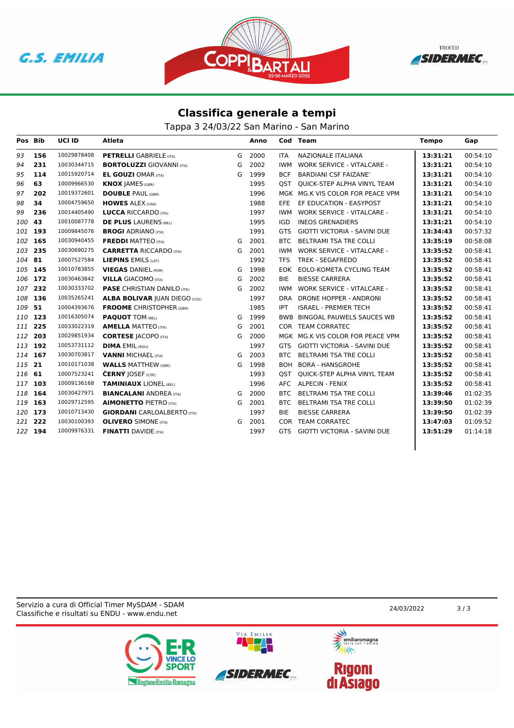## Classifica generale a tempi

Tappa 3 24/03/22 San Marino - San Marino

| Pos | Bib | UCI ID | Atleta | | Anno | Cod | Team | Tempo | Gap |
|---|---|---|---|---|---|---|---|---|---|
| 93 | 156 | 10029878408 | **PETRELLI** GABRIELE (ITA) | G | 2000 | ITA | NAZIONALE ITALIANA | **13:31:21** | 00:54:10 |
| 94 | 231 | 10030344715 | **BORTOLUZZI** GIOVANNI (ITA) | G | 2002 | IWM | WORK SERVICE - VITALCARE - | **13:31:21** | 00:54:10 |
| 95 | 114 | 10015920714 | **EL GOUZI** OMAR (ITA) | G | 1999 | BCF | BARDIANI CSF FAIZANE' | **13:31:21** | 00:54:10 |
| 96 | 63 | 10009966530 | **KNOX** JAMES (GBR) | | 1995 | QST | QUICK-STEP ALPHA VINYL TEAM | **13:31:21** | 00:54:10 |
| 97 | 202 | 10019372601 | **DOUBLE** PAUL (GBR) | | 1996 | MGK | MG.K VIS COLOR FOR PEACE VPM | **13:31:21** | 00:54:10 |
| 98 | 34 | 10004759650 | **HOWES** ALEX (USA) | | 1988 | EFE | EF EDUCATION - EASYPOST | **13:31:21** | 00:54:10 |
| 99 | 236 | 10014405490 | **LUCCA** RICCARDO (ITA) | | 1997 | IWM | WORK SERVICE - VITALCARE - | **13:31:21** | 00:54:10 |
| 100 | 43 | 10010087778 | **DE PLUS** LAURENS (BEL) | | 1995 | IGD | INEOS GRENADIERS | **13:31:21** | 00:54:10 |
| 101 | 193 | 10009845076 | **BROGI** ADRIANO (ITA) | | 1991 | GTS | GIOTTI VICTORIA - SAVINI DUE | **13:34:43** | 00:57:32 |
| 102 | 165 | 10030940455 | **FREDDI** MATTEO (ITA) | G | 2001 | BTC | BELTRAMI TSA TRE COLLI | **13:35:19** | 00:58:08 |
| 103 | 235 | 10030690275 | **CARRETTA** RICCARDO (ITA) | G | 2001 | IWM | WORK SERVICE - VITALCARE - | **13:35:52** | 00:58:41 |
| 104 | 81 | 10007527584 | **LIEPINS** EMILS (LAT) | | 1992 | TFS | TREK - SEGAFREDO | **13:35:52** | 00:58:41 |
| 105 | 145 | 10010783855 | **VIEGAS** DANIEL (POR) | G | 1998 | EOK | EOLO-KOMETA CYCLING TEAM | **13:35:52** | 00:58:41 |
| 106 | 172 | 10030463842 | **VILLA** GIACOMO (ITA) | G | 2002 | BIE | BIESSE CARRERA | **13:35:52** | 00:58:41 |
| 107 | 232 | 10030333702 | **PASE** CHRISTIAN DANILO (ITA) | G | 2002 | IWM | WORK SERVICE - VITALCARE - | **13:35:52** | 00:58:41 |
| 108 | 136 | 10035265241 | **ALBA BOLIVAR** JUAN DIEGO (COL) | | 1997 | DRA | DRONE HOPPER - ANDRONI | **13:35:52** | 00:58:41 |
| 109 | 51 | 10004393676 | **FROOME** CHRISTOPHER (GBR) | | 1985 | IPT | ISRAEL - PREMIER TECH | **13:35:52** | 00:58:41 |
| 110 | 123 | 10016305074 | **PAQUOT** TOM (BEL) | G | 1999 | BWB | BINGOAL PAUWELS SAUCES WB | **13:35:52** | 00:58:41 |
| 111 | 225 | 10033022319 | **AMELLA** MATTEO (ITA) | G | 2001 | COR | TEAM CORRATEC | **13:35:52** | 00:58:41 |
| 112 | 203 | 10029851934 | **CORTESE** JACOPO (ITA) | G | 2000 | MGK | MG.K VIS COLOR FOR PEACE VPM | **13:35:52** | 00:58:41 |
| 113 | 192 | 10053731112 | **DIMA** EMIL (ROU) | | 1997 | GTS | GIOTTI VICTORIA - SAVINI DUE | **13:35:52** | 00:58:41 |
| 114 | 167 | 10030703817 | **VANNI** MICHAEL (ITA) | G | 2003 | BTC | BELTRAMI TSA TRE COLLI | **13:35:52** | 00:58:41 |
| 115 | 21 | 10010171038 | **WALLS** MATTHEW (GBR) | G | 1998 | BOH | BORA - HANSGROHE | **13:35:52** | 00:58:41 |
| 116 | 61 | 10007523241 | **ČERNÝ** JOSEF (CZE) | | 1993 | QST | QUICK-STEP ALPHA VINYL TEAM | **13:35:52** | 00:58:41 |
| 117 | 103 | 10009136168 | **TAMINIAUX** LIONEL (BEL) | | 1996 | AFC | ALPECIN - FENIX | **13:35:52** | 00:58:41 |
| 118 | 164 | 10030427971 | **BIANCALANI** ANDREA (ITA) | G | 2000 | BTC | BELTRAMI TSA TRE COLLI | **13:39:46** | 01:02:35 |
| 119 | 163 | 10029712595 | **AIMONETTO** PIETRO (ITA) | G | 2001 | BTC | BELTRAMI TSA TRE COLLI | **13:39:50** | 01:02:39 |
| 120 | 173 | 10010713430 | **GIORDANI** CARLOALBERTO (ITA) | | 1997 | BIE | BIESSE CARRERA | **13:39:50** | 01:02:39 |
| 121 | 222 | 10030100393 | **OLIVERO** SIMONE (ITA) | G | 2001 | COR | TEAM CORRATEC | **13:47:03** | 01:09:52 |
| 122 | 194 | 10009976331 | **FINATTI** DAVIDE (ITA) | | 1997 | GTS | GIOTTI VICTORIA - SAVINI DUE | **13:51:29** | 01:14:18 |

Servizio a cura di Official Timer MySDAM - SDAM
Classifiche e risultati su ENDU - www.endu.net

24/03/2022